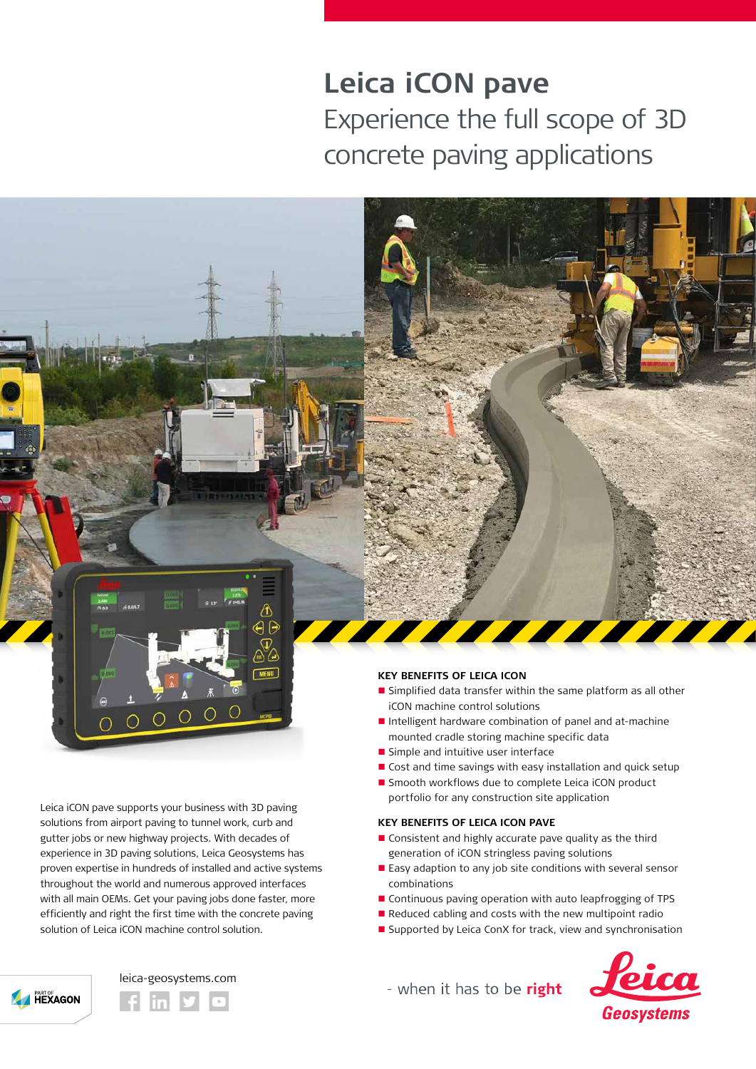# Leica iCON pave

## Experience the full scope of 3D concrete paving applications

Leica iCON pave supports your business with 3D paving solutions from airport paving to tunnel work, curb and gutter jobs or new highway projects. With decades of experience in 3D paving solutions, Leica Geosystems has proven expertise in hundreds of installed and active systems throughout the world and numerous approved interfaces with all main OEMs. Get your paving jobs done faster, more efficiently and right the first time with the concrete paving solution of Leica iCON machine control solution.

### KEY BENEFITS OF LEICA ICON

- Simplified data transfer within the same platform as all other iCON machine control solutions
- Intelligent hardware combination of panel and at-machine mounted cradle storing machine specific data
- Simple and intuitive user interface
- Cost and time savings with easy installation and quick setup
- Smooth workflows due to complete Leica iCON product portfolio for any construction site application

### KEY BENEFITS OF LEICA ICON PAVE

- Consistent and highly accurate pave quality as the third generation of iCON stringless paving solutions
- Easy adaption to any job site conditions with several sensor combinations
- Continuous paving operation with auto leapfrogging of TPS
- Reduced cabling and costs with the new multipoint radio
- Supported by Leica ConX for track, view and synchronisation

PART OF HEXAGON

leica-geosystems.com

- when it has to be **right**

Leica Geosystems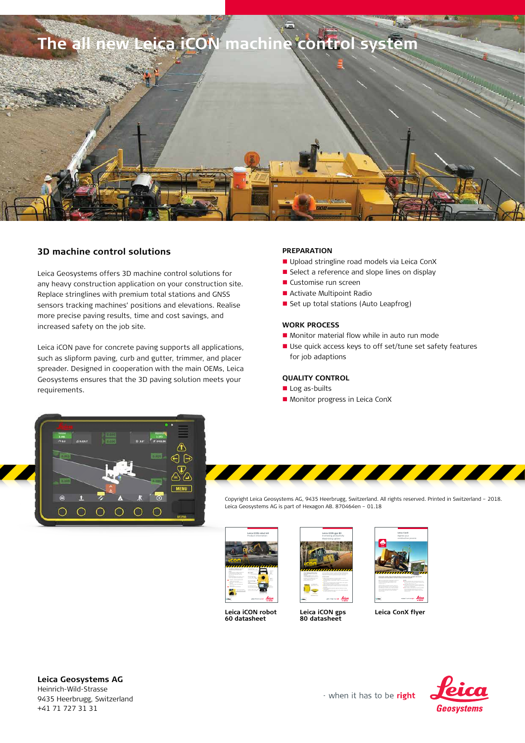# The all new Leica iCON machine control system

## 3D machine control solutions

Leica Geosystems offers 3D machine control solutions for any heavy construction application on your construction site. Replace stringlines with premium total stations and GNSS sensors tracking machines' positions and elevations. Realise more precise paving results, time and cost savings, and increased safety on the job site.

Leica iCON pave for concrete paving supports all applications, such as slipform paving, curb and gutter, trimmer, and placer spreader. Designed in cooperation with the main OEMs, Leica Geosystems ensures that the 3D paving solution meets your requirements.

### PREPARATION

- Upload stringline road models via Leica ConX
- Select a reference and slope lines on display
- Customise run screen
- Activate Multipoint Radio
- Set up total stations (Auto Leapfrog)

### WORK PROCESS

- Monitor material flow while in auto run mode
- Use quick access keys to off set/tune set safety features for job adaptions

### QUALITY CONTROL

- Log as-builts
- Monitor progress in Leica ConX

Copyright Leica Geosystems AG, 9435 Heerbrugg, Switzerland. All rights reserved. Printed in Switzerland – 2018. Leica Geosystems AG is part of Hexagon AB. 870464en – 01.18

**Leica iCON robot 60 datasheet**

**Leica iCON gps 80 datasheet**

**Leica ConX flyer**

**Leica Geosystems AG**
Heinrich-Wild-Strasse
9435 Heerbrugg, Switzerland
+41 71 727 31 31

- when it has to be **right**

Leica Geosystems